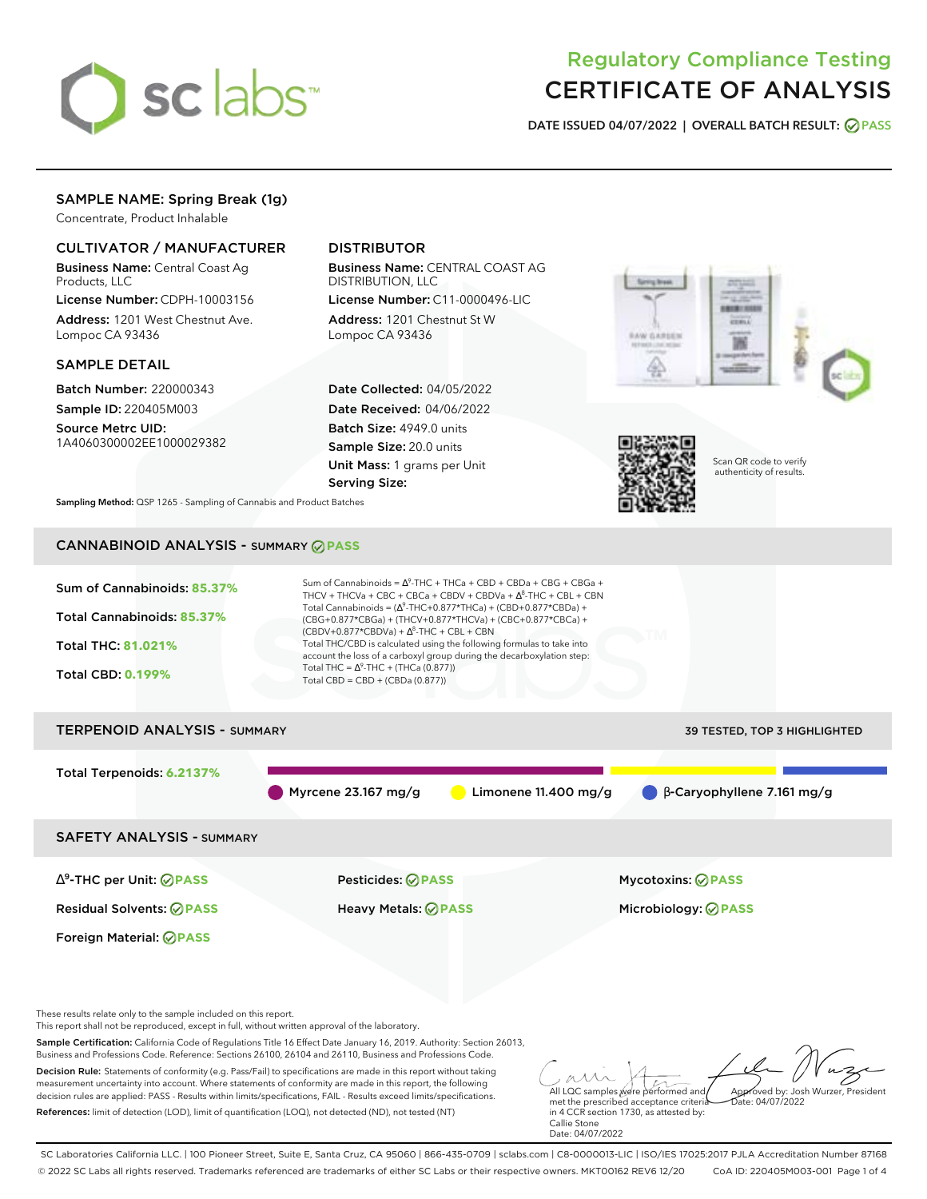# Regulatory Compliance Testing
# CERTIFICATE OF ANALYSIS

**DATE ISSUED 04/07/2022 | OVERALL BATCH RESULT: PASS**

## SAMPLE NAME: Spring Break (1g)

Concentrate, Product Inhalable

### CULTIVATOR / MANUFACTURER

**Business Name:** Central Coast Ag Products, LLC

**License Number:** CDPH-10003156

**Address:** 1201 West Chestnut Ave. Lompoc CA 93436

### DISTRIBUTOR

**Business Name:** CENTRAL COAST AG DISTRIBUTION, LLC

**License Number:** C11-0000496-LIC

**Address:** 1201 Chestnut St W Lompoc CA 93436

### SAMPLE DETAIL

**Batch Number:** 220000343

**Sample ID:** 220405M003

**Source Metrc UID:** 1A4060300002EE1000029382

**Date Collected:** 04/05/2022

**Date Received:** 04/06/2022

**Batch Size:** 4949.0 units

**Sample Size:** 20.0 units

**Unit Mass:** 1 grams per Unit

**Serving Size:**

Scan QR code to verify authenticity of results.

**Sampling Method:** QSP 1265 - Sampling of Cannabis and Product Batches

## CANNABINOID ANALYSIS - SUMMARY PASS

**Sum of Cannabinoids:** 85.37%

**Total Cannabinoids:** 85.37%

**Total THC:** 81.021%

**Total CBD:** 0.199%

Sum of Cannabinoids = $\Delta^9$-THC + THCa + CBD + CBDa + CBG + CBGa + THCV + THCVa + CBC + CBCa + CBDV + CBDVa + $\Delta^8$-THC + CBL + CBN

Total Cannabinoids = ($\Delta^9$-THC+0.877*THCa) + (CBD+0.877*CBDa) + (CBG+0.877*CBGa) + (THCV+0.877*THCVa) + (CBC+0.877*CBCa) + (CBDV+0.877*CBDVa) + $\Delta^8$-THC + CBL + CBN

Total THC/CBD is calculated using the following formulas to take into account the loss of a carboxyl group during the decarboxylation step:

Total THC = $\Delta^9$-THC + (THCa (0.877))

Total CBD = CBD + (CBDa (0.877))

## TERPENOID ANALYSIS - SUMMARY

39 TESTED, TOP 3 HIGHLIGHTED

**Total Terpenoids:** 6.2137%

Myrcene 23.167 mg/g | Limonene 11.400 mg/g | β-Caryophyllene 7.161 mg/g

## SAFETY ANALYSIS - SUMMARY

| | | |
|---|---|---|
| $\Delta^9$-THC per Unit: PASS | Pesticides: PASS | Mycotoxins: PASS |
| Residual Solvents: PASS | Heavy Metals: PASS | Microbiology: PASS |
| Foreign Material: PASS | | |

These results relate only to the sample included on this report.

This report shall not be reproduced, except in full, without written approval of the laboratory.

**Sample Certification:** California Code of Regulations Title 16 Effect Date January 16, 2019. Authority: Section 26013, Business and Professions Code. Reference: Sections 26100, 26104 and 26110, Business and Professions Code.

**Decision Rule:** Statements of conformity (e.g. Pass/Fail) to specifications are made in this report without taking measurement uncertainty into account. Where statements of conformity are made in this report, the following decision rules are applied: PASS - Results within limits/specifications, FAIL - Results exceed limits/specifications.

**References:** limit of detection (LOD), limit of quantification (LOQ), not detected (ND), not tested (NT)

All LQC samples were performed and met the prescribed acceptance criteria in 4 CCR section 1730, as attested by: Callie Stone Date: 04/07/2022

Approved by: Josh Wurzer, President Date: 04/07/2022

SC Laboratories California LLC. | 100 Pioneer Street, Suite E, Santa Cruz, CA 95060 | 866-435-0709 | sclabs.com | C8-0000013-LIC | ISO/IES 17025:2017 PJLA Accreditation Number 87168

© 2022 SC Labs all rights reserved. Trademarks referenced are trademarks of either SC Labs or their respective owners. MKT00162 REV6 12/20 CoA ID: 220405M003-001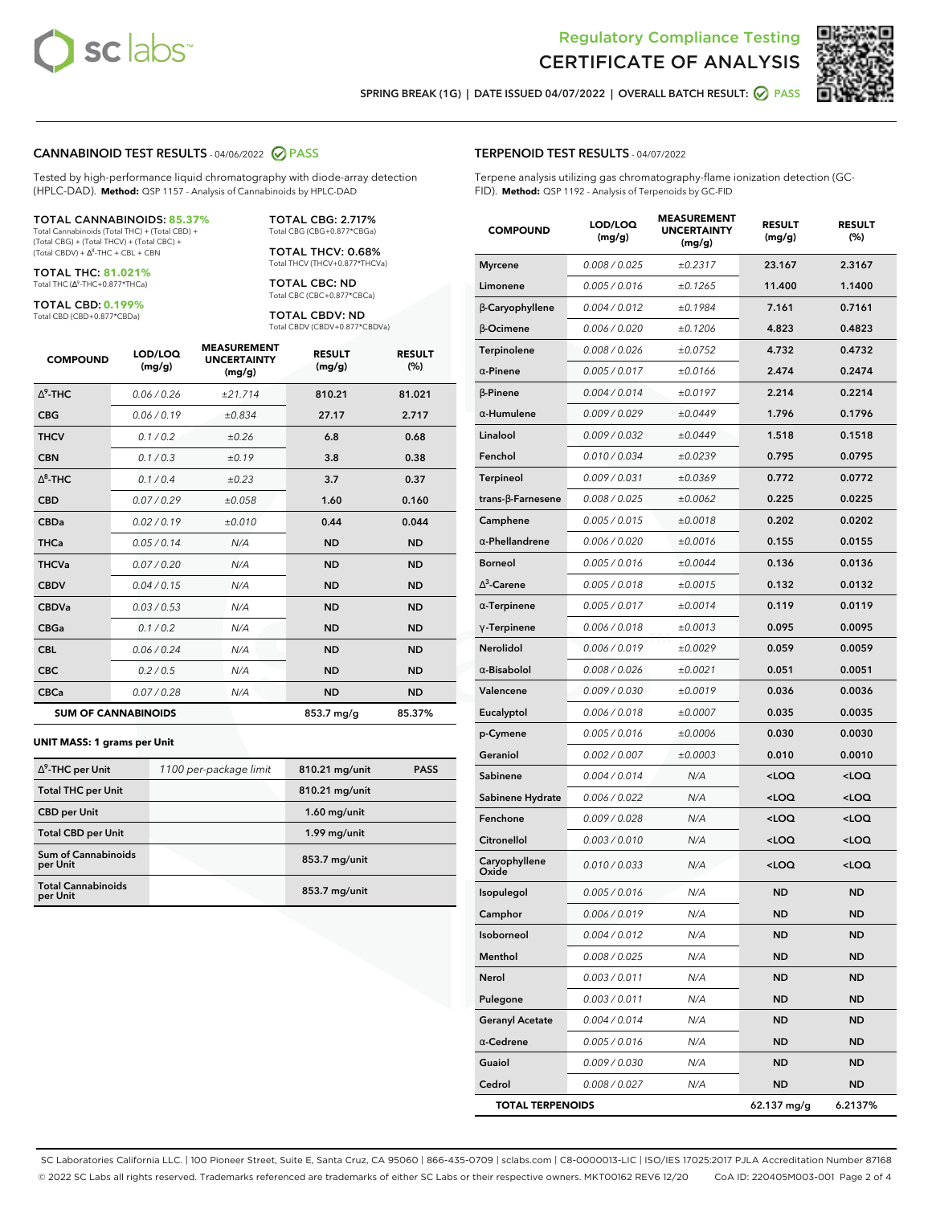Regulatory Compliance Testing
# CERTIFICATE OF ANALYSIS

SPRING BREAK (1G) | DATE ISSUED 04/07/2022 | OVERALL BATCH RESULT: PASS

## CANNABINOID TEST RESULTS - 04/06/2022 PASS

Tested by high-performance liquid chromatography with diode-array detection (HPLC-DAD). **Method:** QSP 1157 - Analysis of Cannabinoids by HPLC-DAD

**TOTAL CANNABINOIDS: 85.37%**
Total Cannabinoids (Total THC) + (Total CBD) + (Total CBG) + (Total THCV) + (Total CBC) + (Total CBDV) + Δ8-THC + CBL + CBN

**TOTAL THC: 81.021%**
Total THC (Δ9-THC+0.877*THCa)

**TOTAL CBD: 0.199%**
Total CBD (CBD+0.877*CBDa)

**TOTAL CBG: 2.717%**
Total CBG (CBG+0.877*CBGa)

**TOTAL THCV: 0.68%**
Total THCV (THCV+0.877*THCVa)

**TOTAL CBC: ND**
Total CBC (CBC+0.877*CBCa)

**TOTAL CBDV: ND**
Total CBDV (CBDV+0.877*CBDVa)

| COMPOUND | LOD/LOQ (mg/g) | MEASUREMENT UNCERTAINTY (mg/g) | RESULT (mg/g) | RESULT (%) |
|---|---|---|---|---|
| Δ9-THC | 0.06 / 0.26 | ±21.714 | 810.21 | 81.021 |
| CBG | 0.06 / 0.19 | ±0.834 | 27.17 | 2.717 |
| THCV | 0.1 / 0.2 | ±0.26 | 6.8 | 0.68 |
| CBN | 0.1 / 0.3 | ±0.19 | 3.8 | 0.38 |
| Δ8-THC | 0.1 / 0.4 | ±0.23 | 3.7 | 0.37 |
| CBD | 0.07 / 0.29 | ±0.058 | 1.60 | 0.160 |
| CBDa | 0.02 / 0.19 | ±0.010 | 0.44 | 0.044 |
| THCa | 0.05 / 0.14 | N/A | ND | ND |
| THCVa | 0.07 / 0.20 | N/A | ND | ND |
| CBDV | 0.04 / 0.15 | N/A | ND | ND |
| CBDVa | 0.03 / 0.53 | N/A | ND | ND |
| CBGa | 0.1 / 0.2 | N/A | ND | ND |
| CBL | 0.06 / 0.24 | N/A | ND | ND |
| CBC | 0.2 / 0.5 | N/A | ND | ND |
| CBCa | 0.07 / 0.28 | N/A | ND | ND |
| **SUM OF CANNABINOIDS** | | | 853.7 mg/g | 85.37% |

**UNIT MASS: 1 grams per Unit**

| | | | |
|---|---|---|---|
| Δ9-THC per Unit | 1100 per-package limit | 810.21 mg/unit | PASS |
| Total THC per Unit | | 810.21 mg/unit | |
| CBD per Unit | | 1.60 mg/unit | |
| Total CBD per Unit | | 1.99 mg/unit | |
| Sum of Cannabinoids per Unit | | 853.7 mg/unit | |
| Total Cannabinoids per Unit | | 853.7 mg/unit | |

## TERPENOID TEST RESULTS - 04/07/2022

Terpene analysis utilizing gas chromatography-flame ionization detection (GC-FID). **Method:** QSP 1192 - Analysis of Terpenoids by GC-FID

| COMPOUND | LOD/LOQ (mg/g) | MEASUREMENT UNCERTAINTY (mg/g) | RESULT (mg/g) | RESULT (%) |
|---|---|---|---|---|
| Myrcene | 0.008 / 0.025 | ±0.2317 | 23.167 | 2.3167 |
| Limonene | 0.005 / 0.016 | ±0.1265 | 11.400 | 1.1400 |
| β-Caryophyllene | 0.004 / 0.012 | ±0.1984 | 7.161 | 0.7161 |
| β-Ocimene | 0.006 / 0.020 | ±0.1206 | 4.823 | 0.4823 |
| Terpinolene | 0.008 / 0.026 | ±0.0752 | 4.732 | 0.4732 |
| α-Pinene | 0.005 / 0.017 | ±0.0166 | 2.474 | 0.2474 |
| β-Pinene | 0.004 / 0.014 | ±0.0197 | 2.214 | 0.2214 |
| α-Humulene | 0.009 / 0.029 | ±0.0449 | 1.796 | 0.1796 |
| Linalool | 0.009 / 0.032 | ±0.0449 | 1.518 | 0.1518 |
| Fenchol | 0.010 / 0.034 | ±0.0239 | 0.795 | 0.0795 |
| Terpineol | 0.009 / 0.031 | ±0.0369 | 0.772 | 0.0772 |
| trans-β-Farnesene | 0.008 / 0.025 | ±0.0062 | 0.225 | 0.0225 |
| Camphene | 0.005 / 0.015 | ±0.0018 | 0.202 | 0.0202 |
| α-Phellandrene | 0.006 / 0.020 | ±0.0016 | 0.155 | 0.0155 |
| Borneol | 0.005 / 0.016 | ±0.0044 | 0.136 | 0.0136 |
| Δ3-Carene | 0.005 / 0.018 | ±0.0015 | 0.132 | 0.0132 |
| α-Terpinene | 0.005 / 0.017 | ±0.0014 | 0.119 | 0.0119 |
| γ-Terpinene | 0.006 / 0.018 | ±0.0013 | 0.095 | 0.0095 |
| Nerolidol | 0.006 / 0.019 | ±0.0029 | 0.059 | 0.0059 |
| α-Bisabolol | 0.008 / 0.026 | ±0.0021 | 0.051 | 0.0051 |
| Valencene | 0.009 / 0.030 | ±0.0019 | 0.036 | 0.0036 |
| Eucalyptol | 0.006 / 0.018 | ±0.0007 | 0.035 | 0.0035 |
| p-Cymene | 0.005 / 0.016 | ±0.0006 | 0.030 | 0.0030 |
| Geraniol | 0.002 / 0.007 | ±0.0003 | 0.010 | 0.0010 |
| Sabinene | 0.004 / 0.014 | N/A | <LOQ | <LOQ |
| Sabinene Hydrate | 0.006 / 0.022 | N/A | <LOQ | <LOQ |
| Fenchone | 0.009 / 0.028 | N/A | <LOQ | <LOQ |
| Citronellol | 0.003 / 0.010 | N/A | <LOQ | <LOQ |
| Caryophyllene Oxide | 0.010 / 0.033 | N/A | <LOQ | <LOQ |
| Isopulegol | 0.005 / 0.016 | N/A | ND | ND |
| Camphor | 0.006 / 0.019 | N/A | ND | ND |
| Isoborneol | 0.004 / 0.012 | N/A | ND | ND |
| Menthol | 0.008 / 0.025 | N/A | ND | ND |
| Nerol | 0.003 / 0.011 | N/A | ND | ND |
| Pulegone | 0.003 / 0.011 | N/A | ND | ND |
| Geranyl Acetate | 0.004 / 0.014 | N/A | ND | ND |
| α-Cedrene | 0.005 / 0.016 | N/A | ND | ND |
| Guaiol | 0.009 / 0.030 | N/A | ND | ND |
| Cedrol | 0.008 / 0.027 | N/A | ND | ND |
| **TOTAL TERPENOIDS** | | | 62.137 mg/g | 6.2137% |

SC Laboratories California LLC. | 100 Pioneer Street, Suite E, Santa Cruz, CA 95060 | 866-435-0709 | sclabs.com | C8-0000013-LIC | ISO/IES 17025:2017 PJLA Accreditation Number 87168
© 2022 SC Labs all rights reserved. Trademarks referenced are trademarks of either SC Labs or their respective owners. MKT00162 REV6 12/20 CoA ID: 220405M003-001